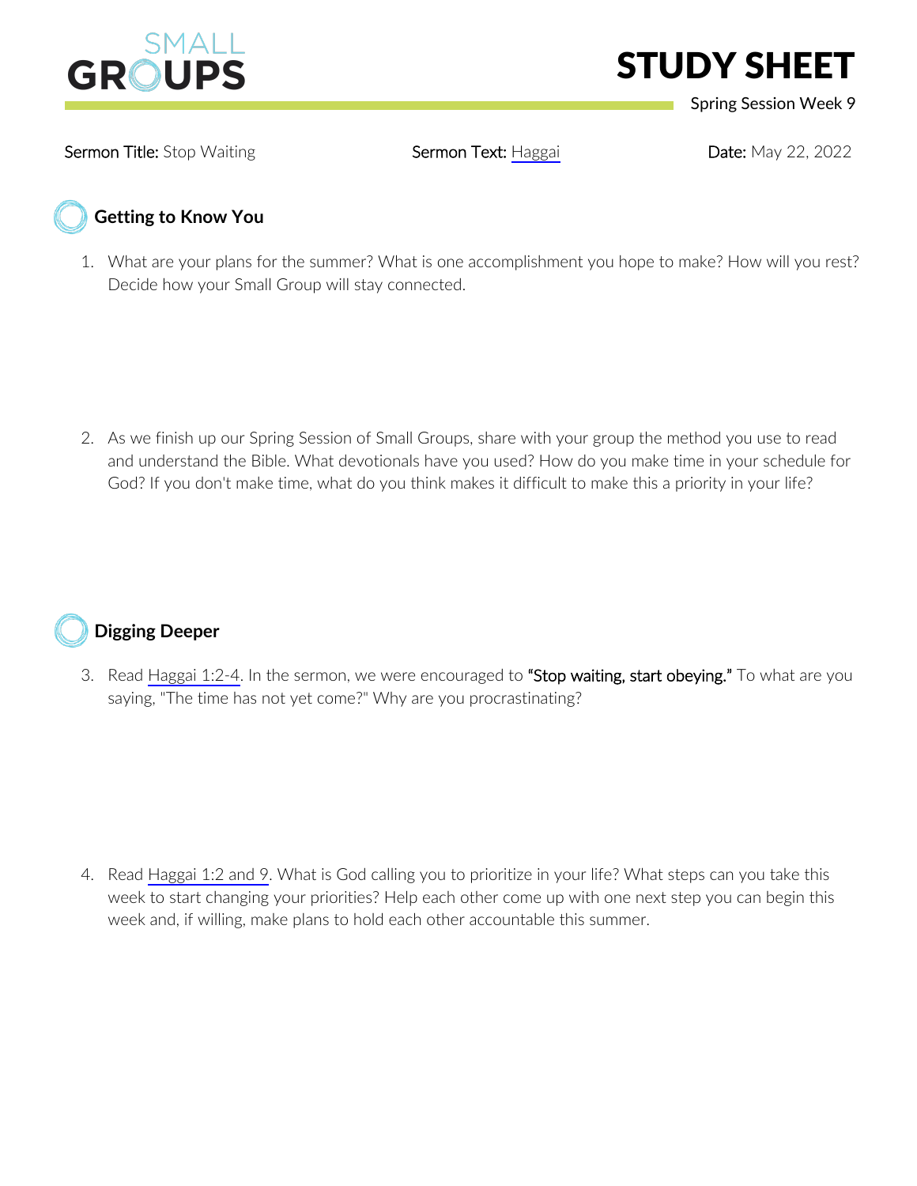# SMALL GROUPS

# STUDY SHEET

Spring Session Week 9

**Sermon Title:** Stop Waiting **Sermon Text:** Haggai **Date:** May 22, 2022

## Getting to Know You

1. What are your plans for the summer? What is one accomplishment you hope to make? How will you rest? Decide how your Small Group will stay connected.

2. As we finish up our Spring Session of Small Groups, share with your group the method you use to read and understand the Bible. What devotionals have you used? How do you make time in your schedule for God? If you don't make time, what do you think makes it difficult to make this a priority in your life?

## Digging Deeper

3. Read Haggai 1:2-4. In the sermon, we were encouraged to **"Stop waiting, start obeying."** To what are you saying, "The time has not yet come?" Why are you procrastinating?

4. Read Haggai 1:2 and 9. What is God calling you to prioritize in your life? What steps can you take this week to start changing your priorities? Help each other come up with one next step you can begin this week and, if willing, make plans to hold each other accountable this summer.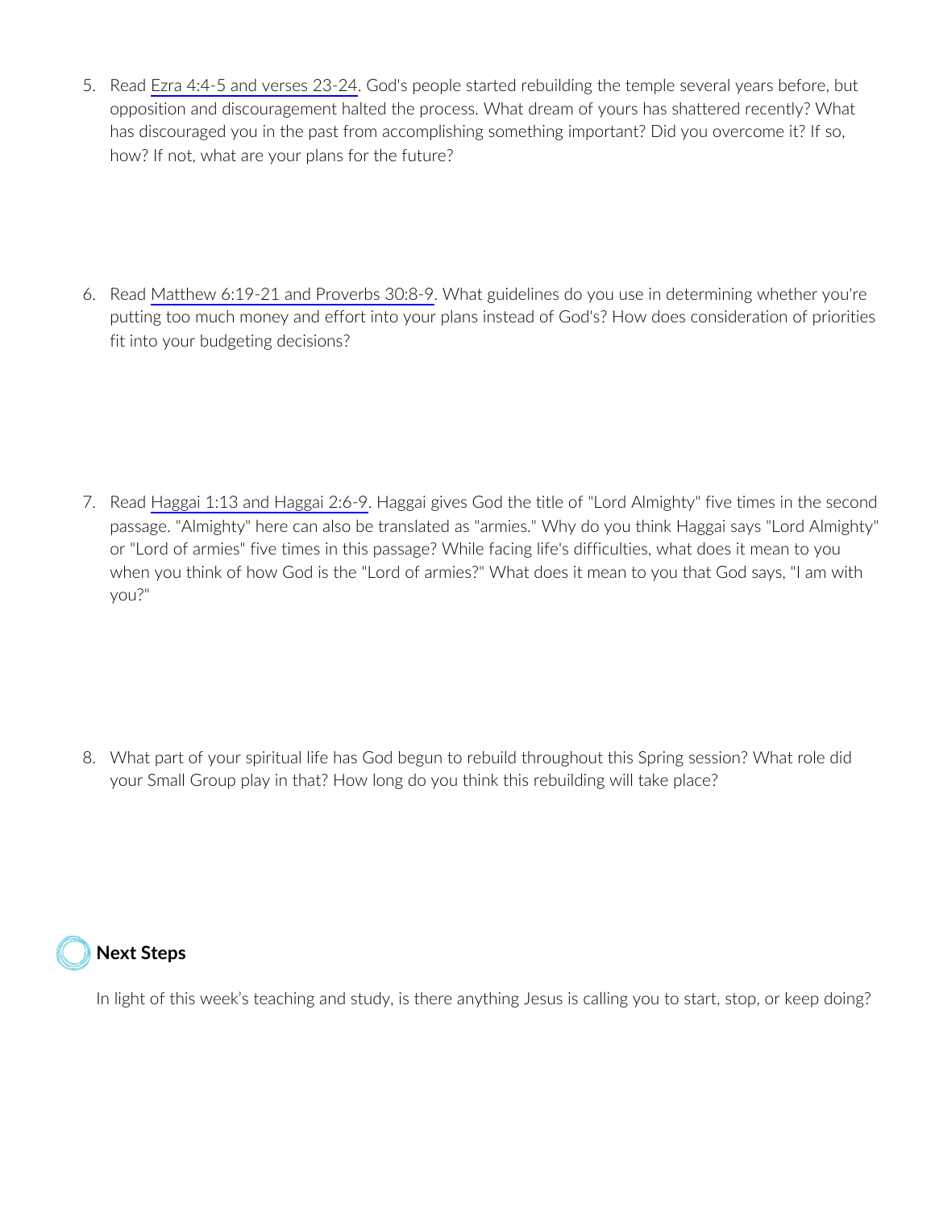5. Read Ezra 4:4-5 and verses 23-24. God's people started rebuilding the temple several years before, but opposition and discouragement halted the process. What dream of yours has shattered recently? What has discouraged you in the past from accomplishing something important? Did you overcome it? If so, how? If not, what are your plans for the future?

6. Read Matthew 6:19-21 and Proverbs 30:8-9. What guidelines do you use in determining whether you're putting too much money and effort into your plans instead of God's? How does consideration of priorities fit into your budgeting decisions?

7. Read Haggai 1:13 and Haggai 2:6-9. Haggai gives God the title of "Lord Almighty" five times in the second passage. "Almighty" here can also be translated as "armies." Why do you think Haggai says "Lord Almighty" or "Lord of armies" five times in this passage? While facing life's difficulties, what does it mean to you when you think of how God is the "Lord of armies?" What does it mean to you that God says, "I am with you?"

8. What part of your spiritual life has God begun to rebuild throughout this Spring session? What role did your Small Group play in that? How long do you think this rebuilding will take place?

## Next Steps

In light of this week's teaching and study, is there anything Jesus is calling you to start, stop, or keep doing?